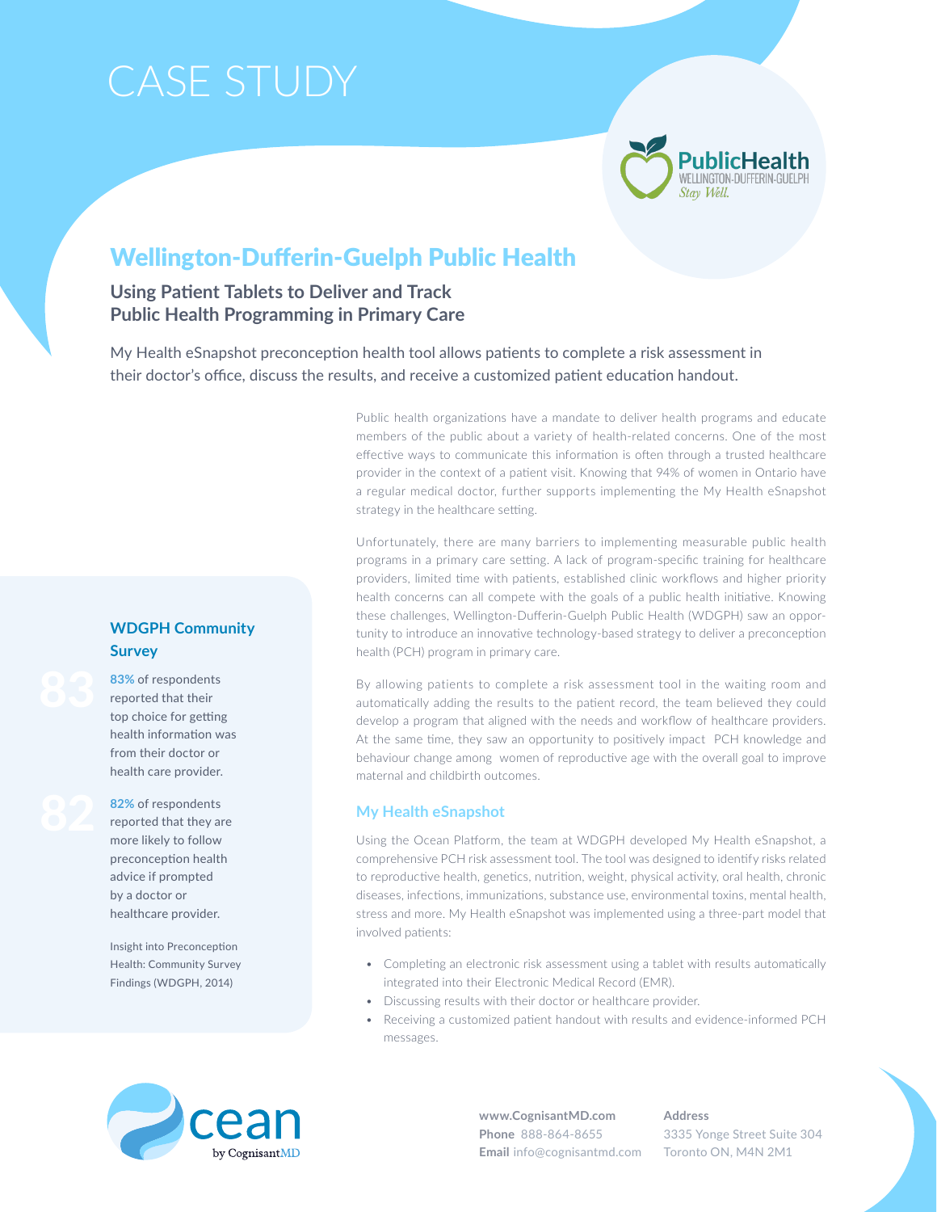# CASE STUDY

## Wellington-Dufferin-Guelph Public Health

### Using Patient Tablets to Deliver and Track Public Health Programming in Primary Care

My Health eSnapshot preconception health tool allows patients to complete a risk assessment in their doctor's office, discuss the results, and receive a customized patient education handout.

Public health organizations have a mandate to deliver health programs and educate members of the public about a variety of health-related concerns. One of the most effective ways to communicate this information is often through a trusted healthcare provider in the context of a patient visit. Knowing that 94% of women in Ontario have a regular medical doctor, further supports implementing the My Health eSnapshot strategy in the healthcare setting.

Unfortunately, there are many barriers to implementing measurable public health programs in a primary care setting. A lack of program-specific training for healthcare providers, limited time with patients, established clinic workflows and higher priority health concerns can all compete with the goals of a public health initiative. Knowing these challenges, Wellington-Dufferin-Guelph Public Health (WDGPH) saw an opportunity to introduce an innovative technology-based strategy to deliver a preconception health (PCH) program in primary care.

By allowing patients to complete a risk assessment tool in the waiting room and automatically adding the results to the patient record, the team believed they could develop a program that aligned with the needs and workflow of healthcare providers. At the same time, they saw an opportunity to positively impact PCH knowledge and behaviour change among women of reproductive age with the overall goal to improve maternal and childbirth outcomes.

### WDGPH Community Survey

**83% of respondents** reported that their top choice for getting health information was from their doctor or health care provider.

**82% of respondents** reported that they are more likely to follow preconception health advice if prompted by a doctor or healthcare provider.

Insight into Preconception Health: Community Survey Findings (WDGPH, 2014)

### My Health eSnapshot

Using the Ocean Platform, the team at WDGPH developed My Health eSnapshot, a comprehensive PCH risk assessment tool. The tool was designed to identify risks related to reproductive health, genetics, nutrition, weight, physical activity, oral health, chronic diseases, infections, immunizations, substance use, environmental toxins, mental health, stress and more. My Health eSnapshot was implemented using a three-part model that involved patients:

- Completing an electronic risk assessment using a tablet with results automatically integrated into their Electronic Medical Record (EMR).
- Discussing results with their doctor or healthcare provider.
- Receiving a customized patient handout with results and evidence-informed PCH messages.

**www.CognisantMD.com**
**Phone** 888-864-8655
**Email** info@cognisantmd.com

**Address**
3335 Yonge Street Suite 304
Toronto ON, M4N 2M1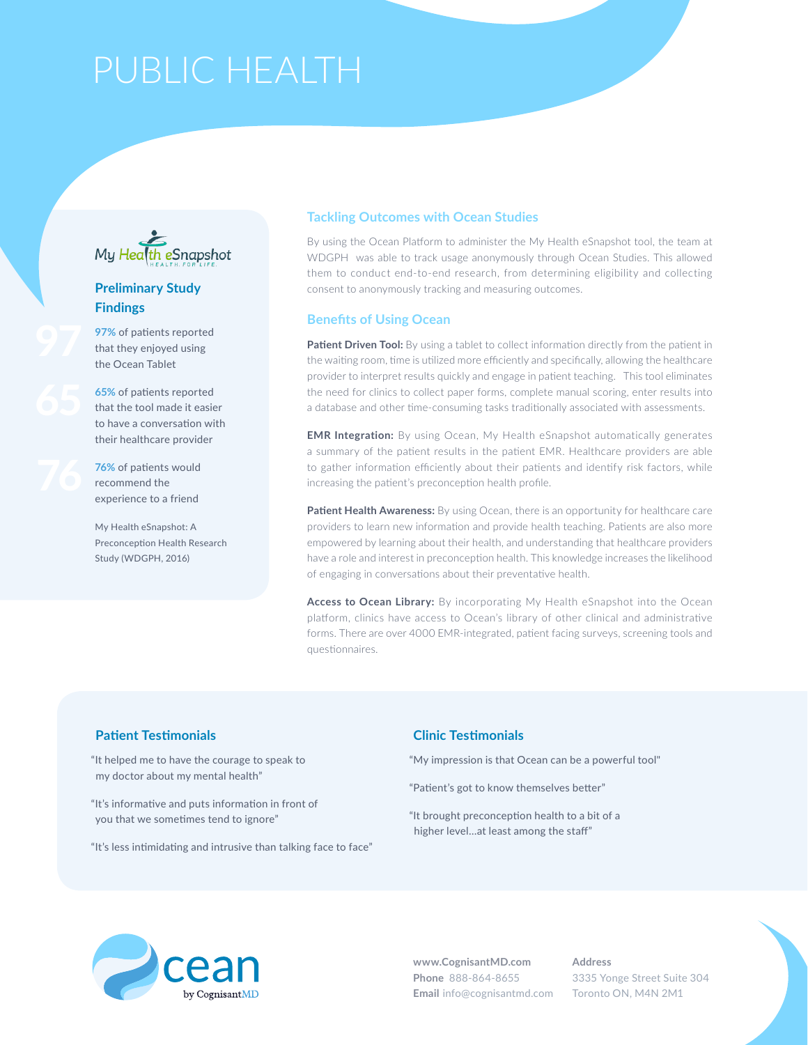# PUBLIC HEALTH

My Health eSnapshot
HEALTH. FOR LIFE.

## Preliminary Study Findings

97

**97%** of patients reported that they enjoyed using the Ocean Tablet

65

**65%** of patients reported that the tool made it easier to have a conversation with their healthcare provider

76

**76%** of patients would recommend the experience to a friend

My Health eSnapshot: A Preconception Health Research Study (WDGPH, 2016)

## Tackling Outcomes with Ocean Studies

By using the Ocean Platform to administer the My Health eSnapshot tool, the team at WDGPH was able to track usage anonymously through Ocean Studies. This allowed them to conduct end-to-end research, from determining eligibility and collecting consent to anonymously tracking and measuring outcomes.

## Benefits of Using Ocean

**Patient Driven Tool:** By using a tablet to collect information directly from the patient in the waiting room, time is utilized more efficiently and specifically, allowing the healthcare provider to interpret results quickly and engage in patient teaching. This tool eliminates the need for clinics to collect paper forms, complete manual scoring, enter results into a database and other time-consuming tasks traditionally associated with assessments.

**EMR Integration:** By using Ocean, My Health eSnapshot automatically generates a summary of the patient results in the patient EMR. Healthcare providers are able to gather information efficiently about their patients and identify risk factors, while increasing the patient's preconception health profile.

**Patient Health Awareness:** By using Ocean, there is an opportunity for healthcare care providers to learn new information and provide health teaching. Patients are also more empowered by learning about their health, and understanding that healthcare providers have a role and interest in preconception health. This knowledge increases the likelihood of engaging in conversations about their preventative health.

**Access to Ocean Library:** By incorporating My Health eSnapshot into the Ocean platform, clinics have access to Ocean's library of other clinical and administrative forms. There are over 4000 EMR-integrated, patient facing surveys, screening tools and questionnaires.

### Patient Testimonials

"It helped me to have the courage to speak to my doctor about my mental health"

"It's informative and puts information in front of you that we sometimes tend to ignore"

"It's less intimidating and intrusive than talking face to face"

### Clinic Testimonials

"My impression is that Ocean can be a powerful tool"

"Patient's got to know themselves better"

"It brought preconception health to a bit of a higher level...at least among the staff"

Ocean by CognisantMD

**www.CognisantMD.com**
**Phone** 888-864-8655
**Email** info@cognisantmd.com

**Address**
3335 Yonge Street Suite 304
Toronto ON, M4N 2M1